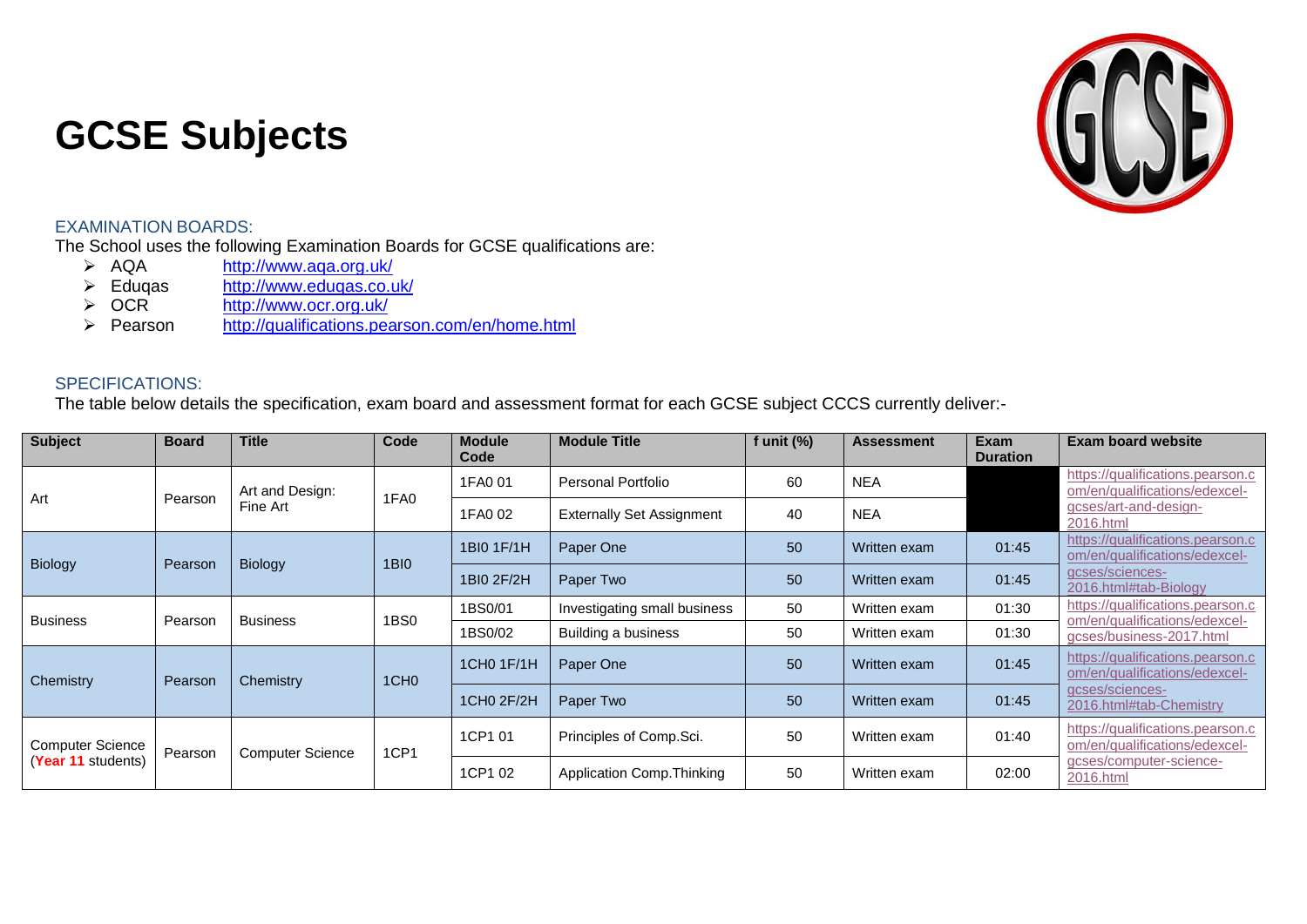# GCSE Subjects

EXAMINATION BOARDS:

The School uses the following Examination Boards for GCSE qualifications are:

- AQA http://www.aqa.org.uk/
- Eduqas http://www.eduqas.co.uk/
- OCR http://www.ocr.org.uk/
- Pearson http://qualifications.pearson.com/en/home.html

SPECIFICATIONS:

The table below details the specification, exam board and assessment format for each GCSE subject CCCS currently deliver:-

| Subject | Board | Title | Code | Module Code | Module Title | f unit (%) | Assessment | Exam Duration | Exam board website |
|---|---|---|---|---|---|---|---|---|---|
| Art | Pearson | Art and Design: Fine Art | 1FA0 | 1FA0 01 | Personal Portfolio | 60 | NEA | | https://qualifications.pearson.com/en/qualifications/edexcel-gcses/art-and-design-2016.html |
| | | | | 1FA0 02 | Externally Set Assignment | 40 | NEA | | |
| Biology | Pearson | Biology | 1BI0 | 1BI0 1F/1H | Paper One | 50 | Written exam | 01:45 | https://qualifications.pearson.com/en/qualifications/edexcel-gcses/sciences-2016.html#tab-Biology |
| | | | | 1BI0 2F/2H | Paper Two | 50 | Written exam | 01:45 | |
| Business | Pearson | Business | 1BS0 | 1BS0/01 | Investigating small business | 50 | Written exam | 01:30 | https://qualifications.pearson.com/en/qualifications/edexcel-gcses/business-2017.html |
| | | | | 1BS0/02 | Building a business | 50 | Written exam | 01:30 | |
| Chemistry | Pearson | Chemistry | 1CH0 | 1CH0 1F/1H | Paper One | 50 | Written exam | 01:45 | https://qualifications.pearson.com/en/qualifications/edexcel-gcses/sciences-2016.html#tab-Chemistry |
| | | | | 1CH0 2F/2H | Paper Two | 50 | Written exam | 01:45 | |
| Computer Science (Year 11 students) | Pearson | Computer Science | 1CP1 | 1CP1 01 | Principles of Comp.Sci. | 50 | Written exam | 01:40 | https://qualifications.pearson.com/en/qualifications/edexcel-gcses/computer-science-2016.html |
| | | | | 1CP1 02 | Application Comp.Thinking | 50 | Written exam | 02:00 | |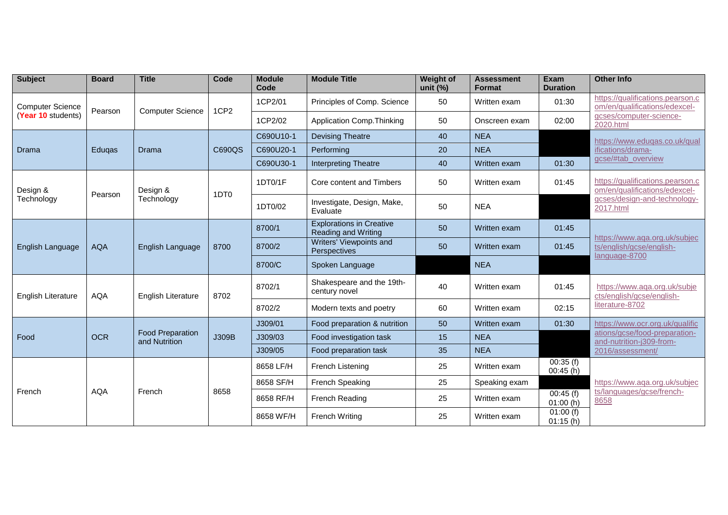| Subject | Board | Title | Code | Module Code | Module Title | Weight of unit (%) | Assessment Format | Exam Duration | Other Info |
|---|---|---|---|---|---|---|---|---|---|
| Computer Science (Year 10 students) | Pearson | Computer Science | 1CP2 | 1CP2/01 | Principles of Comp. Science | 50 | Written exam | 01:30 | https://qualifications.pearson.com/en/qualifications/edexcel-gcses/computer-science-2020.html |
| | | | | 1CP2/02 | Application Comp.Thinking | 50 | Onscreen exam | 02:00 | |
| Drama | Eduqas | Drama | C690QS | C690U10-1 | Devising Theatre | 40 | NEA | | https://www.eduqas.co.uk/qualifications/drama-gcse/#tab_overview |
| | | | | C690U20-1 | Performing | 20 | NEA | | |
| | | | | C690U30-1 | Interpreting Theatre | 40 | Written exam | 01:30 | |
| Design & Technology | Pearson | Design & Technology | 1DT0 | 1DT0/1F | Core content and Timbers | 50 | Written exam | 01:45 | https://qualifications.pearson.com/en/qualifications/edexcel-gcses/design-and-technology-2017.html |
| | | | | 1DT0/02 | Investigate, Design, Make, Evaluate | 50 | NEA | | |
| English Language | AQA | English Language | 8700 | 8700/1 | Explorations in Creative Reading and Writing | 50 | Written exam | 01:45 | https://www.aqa.org.uk/subjects/english/gcse/english-language-8700 |
| | | | | 8700/2 | Writers' Viewpoints and Perspectives | 50 | Written exam | 01:45 | |
| | | | | 8700/C | Spoken Language | | NEA | | |
| English Literature | AQA | English Literature | 8702 | 8702/1 | Shakespeare and the 19th-century novel | 40 | Written exam | 01:45 | https://www.aqa.org.uk/subjects/english/gcse/english-literature-8702 |
| | | | | 8702/2 | Modern texts and poetry | 60 | Written exam | 02:15 | |
| Food | OCR | Food Preparation and Nutrition | J309B | J309/01 | Food preparation & nutrition | 50 | Written exam | 01:30 | https://www.ocr.org.uk/qualifications/gcse/food-preparation-and-nutrition-j309-from-2016/assessment/ |
| | | | | J309/03 | Food investigation task | 15 | NEA | | |
| | | | | J309/05 | Food preparation task | 35 | NEA | | |
| French | AQA | French | 8658 | 8658 LF/H | French Listening | 25 | Written exam | 00:35 (f) 00:45 (h) | https://www.aqa.org.uk/subjects/languages/gcse/french-8658 |
| | | | | 8658 SF/H | French Speaking | 25 | Speaking exam | | |
| | | | | 8658 RF/H | French Reading | 25 | Written exam | 00:45 (f) 01:00 (h) | |
| | | | | 8658 WF/H | French Writing | 25 | Written exam | 01:00 (f) 01:15 (h) | |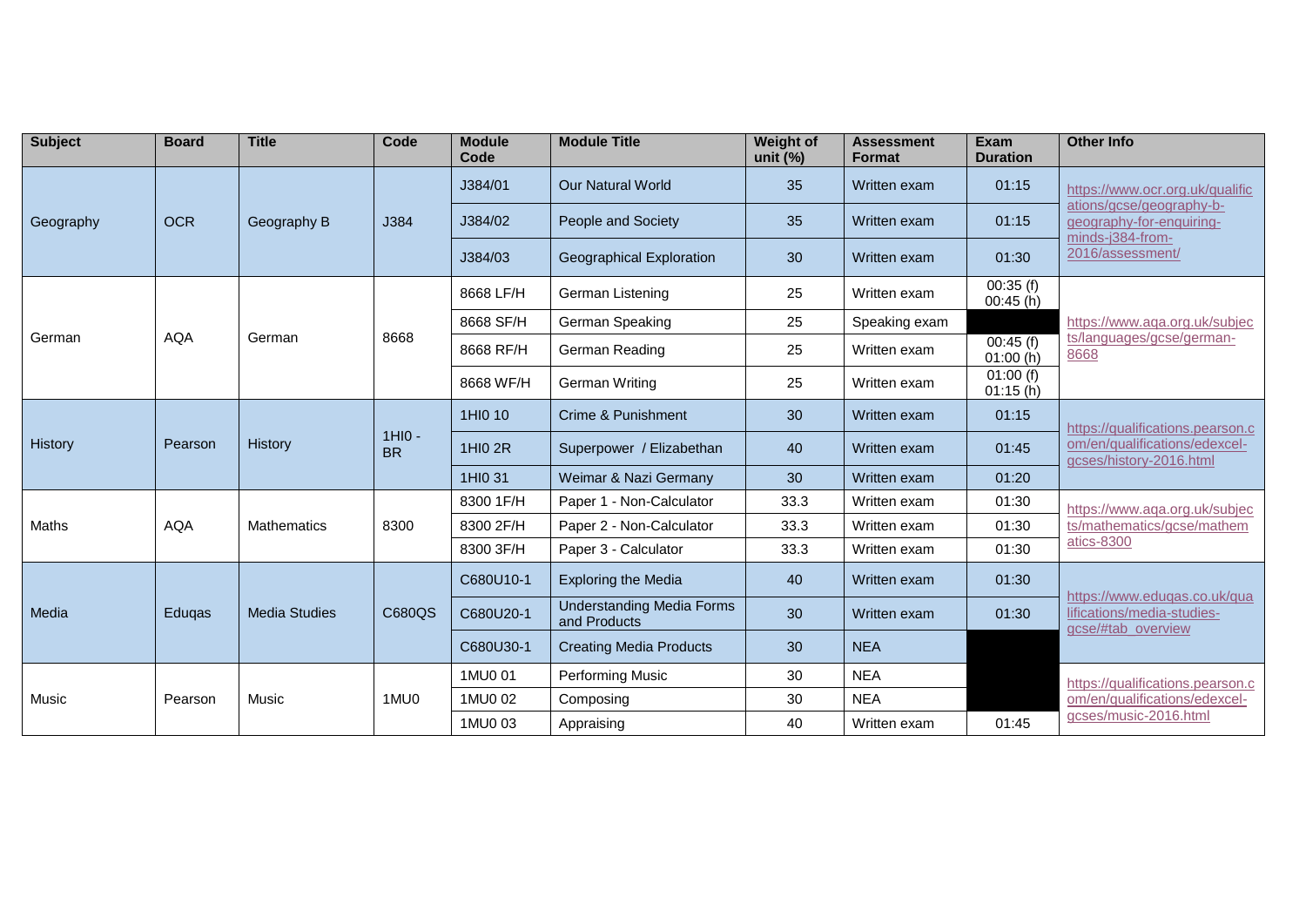| Subject | Board | Title | Code | Module Code | Module Title | Weight of unit (%) | Assessment Format | Exam Duration | Other Info |
|---|---|---|---|---|---|---|---|---|---|
| Geography | OCR | Geography B | J384 | J384/01 | Our Natural World | 35 | Written exam | 01:15 | https://www.ocr.org.uk/qualifications/gcse/geography-b-geography-for-enquiring-minds-j384-from-2016/assessment/ |
| | | | | J384/02 | People and Society | 35 | Written exam | 01:15 | |
| | | | | J384/03 | Geographical Exploration | 30 | Written exam | 01:30 | |
| German | AQA | German | 8668 | 8668 LF/H | German Listening | 25 | Written exam | 00:35 (f) 00:45 (h) | https://www.aqa.org.uk/subjects/languages/gcse/german-8668 |
| | | | | 8668 SF/H | German Speaking | 25 | Speaking exam | | |
| | | | | 8668 RF/H | German Reading | 25 | Written exam | 00:45 (f) 01:00 (h) | |
| | | | | 8668 WF/H | German Writing | 25 | Written exam | 01:00 (f) 01:15 (h) | |
| History | Pearson | History | 1HI0 - BR | 1HI0 10 | Crime & Punishment | 30 | Written exam | 01:15 | https://qualifications.pearson.com/en/qualifications/edexcel-gcses/history-2016.html |
| | | | | 1HI0 2R | Superpower / Elizabethan | 40 | Written exam | 01:45 | |
| | | | | 1HI0 31 | Weimar & Nazi Germany | 30 | Written exam | 01:20 | |
| Maths | AQA | Mathematics | 8300 | 8300 1F/H | Paper 1 - Non-Calculator | 33.3 | Written exam | 01:30 | https://www.aqa.org.uk/subjects/mathematics/gcse/mathematics-8300 |
| | | | | 8300 2F/H | Paper 2 - Non-Calculator | 33.3 | Written exam | 01:30 | |
| | | | | 8300 3F/H | Paper 3 - Calculator | 33.3 | Written exam | 01:30 | |
| Media | Eduqas | Media Studies | C680QS | C680U10-1 | Exploring the Media | 40 | Written exam | 01:30 | https://www.eduqas.co.uk/qualifications/media-studies-gcse/#tab_overview |
| | | | | C680U20-1 | Understanding Media Forms and Products | 30 | Written exam | 01:30 | |
| | | | | C680U30-1 | Creating Media Products | 30 | NEA | | |
| Music | Pearson | Music | 1MU0 | 1MU0 01 | Performing Music | 30 | NEA | | https://qualifications.pearson.com/en/qualifications/edexcel-gcses/music-2016.html |
| | | | | 1MU0 02 | Composing | 30 | NEA | | |
| | | | | 1MU0 03 | Appraising | 40 | Written exam | 01:45 | |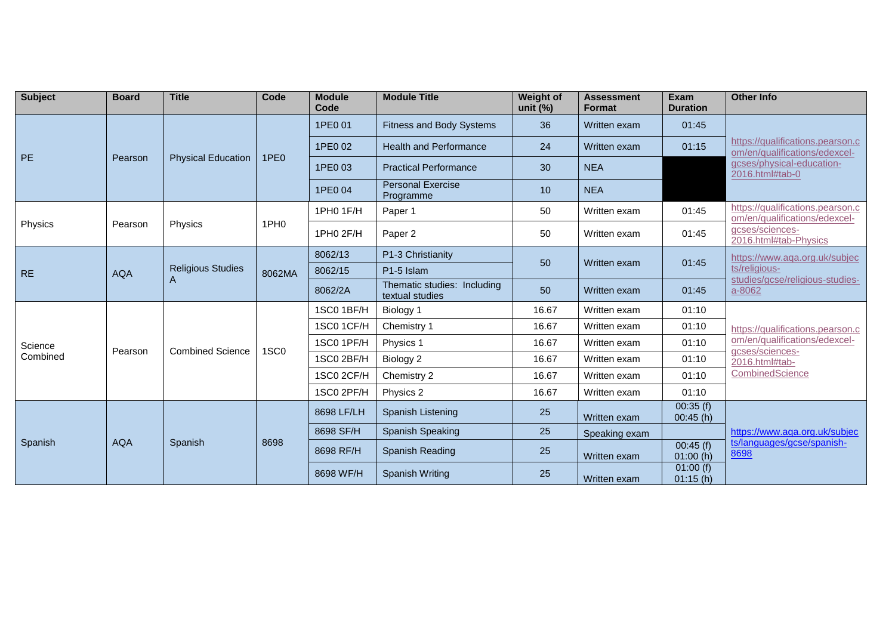| Subject | Board | Title | Code | Module Code | Module Title | Weight of unit (%) | Assessment Format | Exam Duration | Other Info |
|---|---|---|---|---|---|---|---|---|---|
| PE | Pearson | Physical Education | 1PE0 | 1PE0 01 | Fitness and Body Systems | 36 | Written exam | 01:45 | https://qualifications.pearson.com/en/qualifications/edexcel-gcses/physical-education-2016.html#tab-0 |
| | | | | 1PE0 02 | Health and Performance | 24 | Written exam | 01:15 | |
| | | | | 1PE0 03 | Practical Performance | 30 | NEA | | |
| | | | | 1PE0 04 | Personal Exercise Programme | 10 | NEA | | |
| Physics | Pearson | Physics | 1PH0 | 1PH0 1F/H | Paper 1 | 50 | Written exam | 01:45 | https://qualifications.pearson.com/en/qualifications/edexcel-gcses/sciences-2016.html#tab-Physics |
| | | | | 1PH0 2F/H | Paper 2 | 50 | Written exam | 01:45 | |
| RE | AQA | Religious Studies A | 8062MA | 8062/13 | P1-3 Christianity | 50 | Written exam | 01:45 | https://www.aqa.org.uk/subjects/religious-studies/gcse/religious-studies-a-8062 |
| | | | | 8062/15 | P1-5 Islam | | | | |
| | | | | 8062/2A | Thematic studies: Including textual studies | 50 | Written exam | 01:45 | |
| Science Combined | Pearson | Combined Science | 1SC0 | 1SC0 1BF/H | Biology 1 | 16.67 | Written exam | 01:10 | https://qualifications.pearson.com/en/qualifications/edexcel-gcses/sciences-2016.html#tab-CombinedScience |
| | | | | 1SC0 1CF/H | Chemistry 1 | 16.67 | Written exam | 01:10 | |
| | | | | 1SC0 1PF/H | Physics 1 | 16.67 | Written exam | 01:10 | |
| | | | | 1SC0 2BF/H | Biology 2 | 16.67 | Written exam | 01:10 | |
| | | | | 1SC0 2CF/H | Chemistry 2 | 16.67 | Written exam | 01:10 | |
| | | | | 1SC0 2PF/H | Physics 2 | 16.67 | Written exam | 01:10 | |
| Spanish | AQA | Spanish | 8698 | 8698 LF/LH | Spanish Listening | 25 | Written exam | 00:35 (f) 00:45 (h) | https://www.aqa.org.uk/subjects/languages/gcse/spanish-8698 |
| | | | | 8698 SF/H | Spanish Speaking | 25 | Speaking exam | | |
| | | | | 8698 RF/H | Spanish Reading | 25 | Written exam | 00:45 (f) 01:00 (h) | |
| | | | | 8698 WF/H | Spanish Writing | 25 | Written exam | 01:00 (f) 01:15 (h) | |